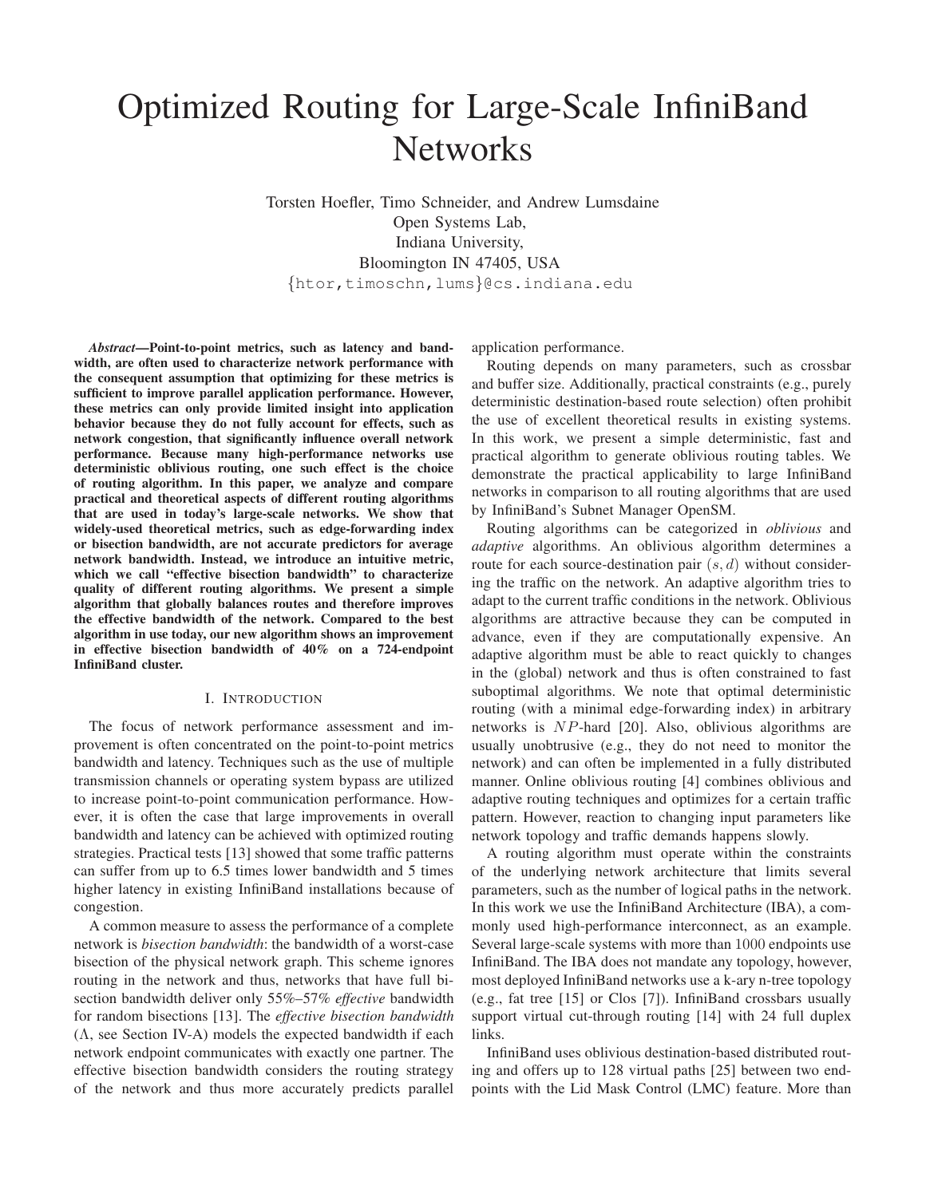# Optimized Routing for Large-Scale InfiniBand Networks

Torsten Hoefler, Timo Schneider, and Andrew Lumsdaine
Open Systems Lab,
Indiana University,
Bloomington IN 47405, USA
{htor,timoschn,lums}@cs.indiana.edu

***Abstract*—Point-to-point metrics, such as latency and bandwidth, are often used to characterize network performance with the consequent assumption that optimizing for these metrics is sufficient to improve parallel application performance. However, these metrics can only provide limited insight into application behavior because they do not fully account for effects, such as network congestion, that significantly influence overall network performance. Because many high-performance networks use deterministic oblivious routing, one such effect is the choice of routing algorithm. In this paper, we analyze and compare practical and theoretical aspects of different routing algorithms that are used in today's large-scale networks. We show that widely-used theoretical metrics, such as edge-forwarding index or bisection bandwidth, are not accurate predictors for average network bandwidth. Instead, we introduce an intuitive metric, which we call "effective bisection bandwidth" to characterize quality of different routing algorithms. We present a simple algorithm that globally balances routes and therefore improves the effective bandwidth of the network. Compared to the best algorithm in use today, our new algorithm shows an improvement in effective bisection bandwidth of 40% on a 724-endpoint InfiniBand cluster.**

## I. Introduction

The focus of network performance assessment and improvement is often concentrated on the point-to-point metrics bandwidth and latency. Techniques such as the use of multiple transmission channels or operating system bypass are utilized to increase point-to-point communication performance. However, it is often the case that large improvements in overall bandwidth and latency can be achieved with optimized routing strategies. Practical tests [13] showed that some traffic patterns can suffer from up to 6.5 times lower bandwidth and 5 times higher latency in existing InfiniBand installations because of congestion.

A common measure to assess the performance of a complete network is *bisection bandwidth*: the bandwidth of a worst-case bisection of the physical network graph. This scheme ignores routing in the network and thus, networks that have full bisection bandwidth deliver only 55%–57% *effective* bandwidth for random bisections [13]. The *effective bisection bandwidth* ($\Lambda$, see Section IV-A) models the expected bandwidth if each network endpoint communicates with exactly one partner. The effective bisection bandwidth considers the routing strategy of the network and thus more accurately predicts parallel application performance.

Routing depends on many parameters, such as crossbar and buffer size. Additionally, practical constraints (e.g., purely deterministic destination-based route selection) often prohibit the use of excellent theoretical results in existing systems. In this work, we present a simple deterministic, fast and practical algorithm to generate oblivious routing tables. We demonstrate the practical applicability to large InfiniBand networks in comparison to all routing algorithms that are used by InfiniBand's Subnet Manager OpenSM.

Routing algorithms can be categorized in *oblivious* and *adaptive* algorithms. An oblivious algorithm determines a route for each source-destination pair $(s, d)$ without considering the traffic on the network. An adaptive algorithm tries to adapt to the current traffic conditions in the network. Oblivious algorithms are attractive because they can be computed in advance, even if they are computationally expensive. An adaptive algorithm must be able to react quickly to changes in the (global) network and thus is often constrained to fast suboptimal algorithms. We note that optimal deterministic routing (with a minimal edge-forwarding index) in arbitrary networks is $NP$-hard [20]. Also, oblivious algorithms are usually unobtrusive (e.g., they do not need to monitor the network) and can often be implemented in a fully distributed manner. Online oblivious routing [4] combines oblivious and adaptive routing techniques and optimizes for a certain traffic pattern. However, reaction to changing input parameters like network topology and traffic demands happens slowly.

A routing algorithm must operate within the constraints of the underlying network architecture that limits several parameters, such as the number of logical paths in the network. In this work we use the InfiniBand Architecture (IBA), a commonly used high-performance interconnect, as an example. Several large-scale systems with more than 1000 endpoints use InfiniBand. The IBA does not mandate any topology, however, most deployed InfiniBand networks use a k-ary n-tree topology (e.g., fat tree [15] or Clos [7]). InfiniBand crossbars usually support virtual cut-through routing [14] with 24 full duplex links.

InfiniBand uses oblivious destination-based distributed routing and offers up to 128 virtual paths [25] between two endpoints with the Lid Mask Control (LMC) feature. More than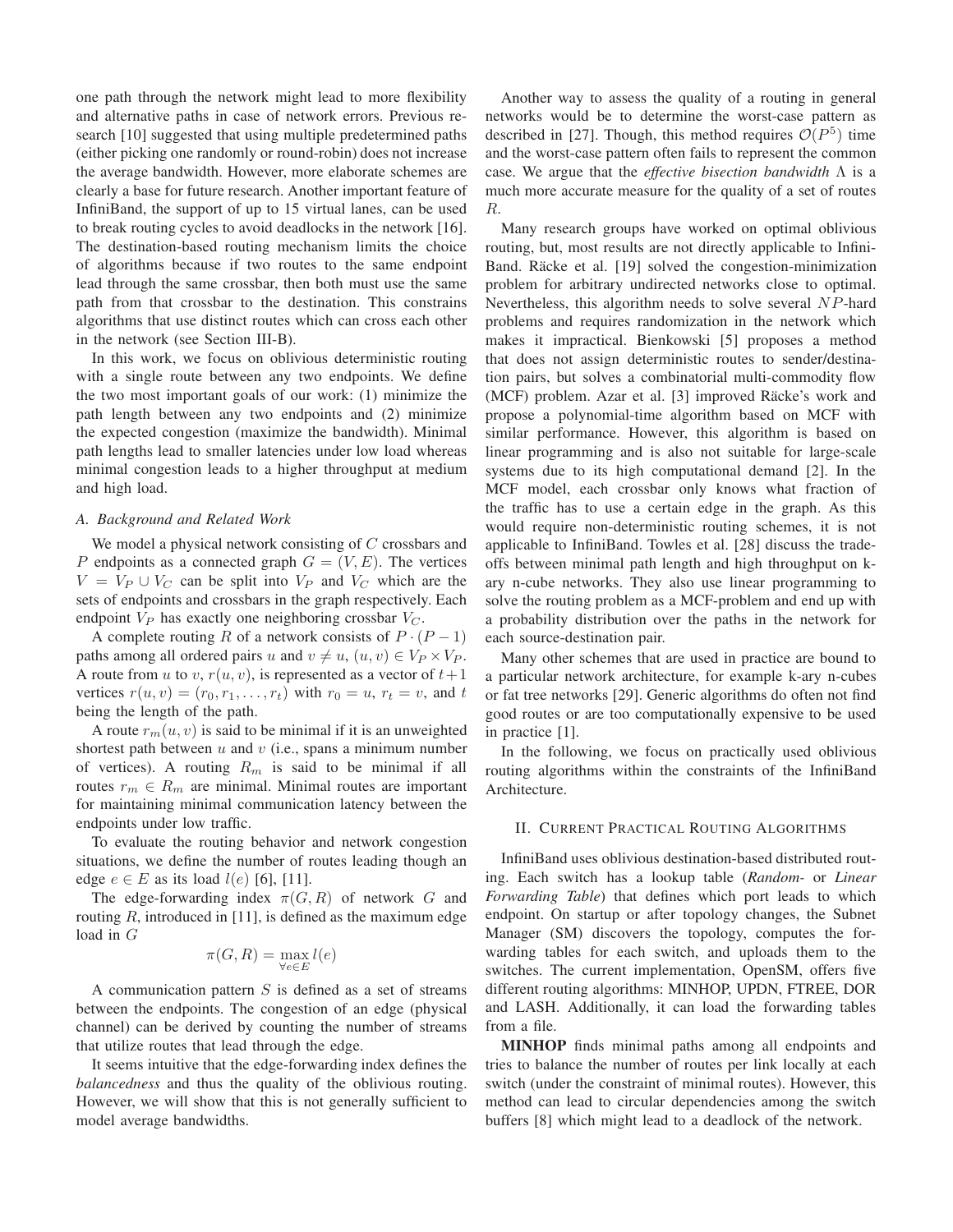one path through the network might lead to more flexibility and alternative paths in case of network errors. Previous research [10] suggested that using multiple predetermined paths (either picking one randomly or round-robin) does not increase the average bandwidth. However, more elaborate schemes are clearly a base for future research. Another important feature of InfiniBand, the support of up to 15 virtual lanes, can be used to break routing cycles to avoid deadlocks in the network [16]. The destination-based routing mechanism limits the choice of algorithms because if two routes to the same endpoint lead through the same crossbar, then both must use the same path from that crossbar to the destination. This constrains algorithms that use distinct routes which can cross each other in the network (see Section III-B).

In this work, we focus on oblivious deterministic routing with a single route between any two endpoints. We define the two most important goals of our work: (1) minimize the path length between any two endpoints and (2) minimize the expected congestion (maximize the bandwidth). Minimal path lengths lead to smaller latencies under low load whereas minimal congestion leads to a higher throughput at medium and high load.

### A. Background and Related Work

We model a physical network consisting of $C$ crossbars and $P$ endpoints as a connected graph $G = (V, E)$. The vertices $V = V_P \cup V_C$ can be split into $V_P$ and $V_C$ which are the sets of endpoints and crossbars in the graph respectively. Each endpoint $V_P$ has exactly one neighboring crossbar $V_C$.

A complete routing $R$ of a network consists of $P \cdot (P-1)$ paths among all ordered pairs $u$ and $v \neq u$, $(u, v) \in V_P \times V_P$. A route from $u$ to $v$, $r(u, v)$, is represented as a vector of $t+1$ vertices $r(u, v) = (r_0, r_1, \ldots, r_t)$ with $r_0 = u$, $r_t = v$, and $t$ being the length of the path.

A route $r_m(u, v)$ is said to be minimal if it is an unweighted shortest path between $u$ and $v$ (i.e., spans a minimum number of vertices). A routing $R_m$ is said to be minimal if all routes $r_m \in R_m$ are minimal. Minimal routes are important for maintaining minimal communication latency between the endpoints under low traffic.

To evaluate the routing behavior and network congestion situations, we define the number of routes leading though an edge $e \in E$ as its load $l(e)$ [6], [11].

The edge-forwarding index $\pi(G, R)$ of network $G$ and routing $R$, introduced in [11], is defined as the maximum edge load in $G$

$$\pi(G, R) = \max_{\forall e \in E} l(e)$$

A communication pattern $S$ is defined as a set of streams between the endpoints. The congestion of an edge (physical channel) can be derived by counting the number of streams that utilize routes that lead through the edge.

It seems intuitive that the edge-forwarding index defines the *balancedness* and thus the quality of the oblivious routing. However, we will show that this is not generally sufficient to model average bandwidths.

Another way to assess the quality of a routing in general networks would be to determine the worst-case pattern as described in [27]. Though, this method requires $\mathcal{O}(P^5)$ time and the worst-case pattern often fails to represent the common case. We argue that the *effective bisection bandwidth* $\Lambda$ is a much more accurate measure for the quality of a set of routes $R$.

Many research groups have worked on optimal oblivious routing, but, most results are not directly applicable to InfiniBand. Räcke et al. [19] solved the congestion-minimization problem for arbitrary undirected networks close to optimal. Nevertheless, this algorithm needs to solve several $NP$-hard problems and requires randomization in the network which makes it impractical. Bienkowski [5] proposes a method that does not assign deterministic routes to sender/destination pairs, but solves a combinatorial multi-commodity flow (MCF) problem. Azar et al. [3] improved Räcke's work and propose a polynomial-time algorithm based on MCF with similar performance. However, this algorithm is based on linear programming and is also not suitable for large-scale systems due to its high computational demand [2]. In the MCF model, each crossbar only knows what fraction of the traffic has to use a certain edge in the graph. As this would require non-deterministic routing schemes, it is not applicable to InfiniBand. Towles et al. [28] discuss the tradeoffs between minimal path length and high throughput on k-ary n-cube networks. They also use linear programming to solve the routing problem as a MCF-problem and end up with a probability distribution over the paths in the network for each source-destination pair.

Many other schemes that are used in practice are bound to a particular network architecture, for example k-ary n-cubes or fat tree networks [29]. Generic algorithms do often not find good routes or are too computationally expensive to be used in practice [1].

In the following, we focus on practically used oblivious routing algorithms within the constraints of the InfiniBand Architecture.

## II. Current Practical Routing Algorithms

InfiniBand uses oblivious destination-based distributed routing. Each switch has a lookup table (*Random-* or *Linear Forwarding Table*) that defines which port leads to which endpoint. On startup or after topology changes, the Subnet Manager (SM) discovers the topology, computes the forwarding tables for each switch, and uploads them to the switches. The current implementation, OpenSM, offers five different routing algorithms: MINHOP, UPDN, FTREE, DOR and LASH. Additionally, it can load the forwarding tables from a file.

**MINHOP** finds minimal paths among all endpoints and tries to balance the number of routes per link locally at each switch (under the constraint of minimal routes). However, this method can lead to circular dependencies among the switch buffers [8] which might lead to a deadlock of the network.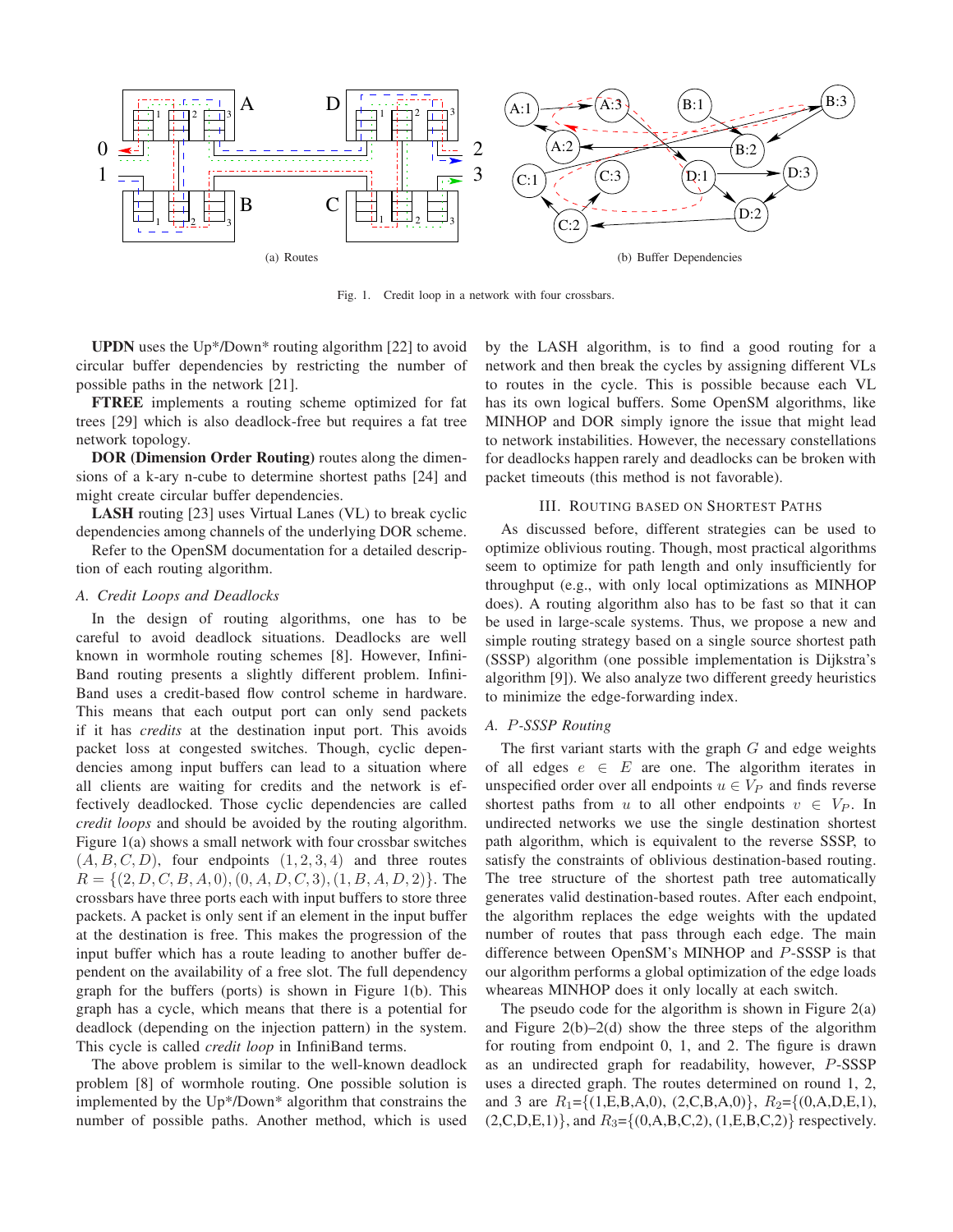(a) Routes

(b) Buffer Dependencies

Fig. 1. Credit loop in a network with four crossbars.

**UPDN** uses the Up*/Down* routing algorithm [22] to avoid circular buffer dependencies by restricting the number of possible paths in the network [21].

**FTREE** implements a routing scheme optimized for fat trees [29] which is also deadlock-free but requires a fat tree network topology.

**DOR (Dimension Order Routing)** routes along the dimensions of a k-ary n-cube to determine shortest paths [24] and might create circular buffer dependencies.

**LASH** routing [23] uses Virtual Lanes (VL) to break cyclic dependencies among channels of the underlying DOR scheme.

Refer to the OpenSM documentation for a detailed description of each routing algorithm.

### A. Credit Loops and Deadlocks

In the design of routing algorithms, one has to be careful to avoid deadlock situations. Deadlocks are well known in wormhole routing schemes [8]. However, InfiniBand routing presents a slightly different problem. InfiniBand uses a credit-based flow control scheme in hardware. This means that each output port can only send packets if it has *credits* at the destination input port. This avoids packet loss at congested switches. Though, cyclic dependencies among input buffers can lead to a situation where all clients are waiting for credits and the network is effectively deadlocked. Those cyclic dependencies are called *credit loops* and should be avoided by the routing algorithm. Figure 1(a) shows a small network with four crossbar switches $(A, B, C, D)$, four endpoints $(1, 2, 3, 4)$ and three routes $R = \{(2, D, C, B, A, 0), (0, A, D, C, 3), (1, B, A, D, 2)\}$. The crossbars have three ports each with input buffers to store three packets. A packet is only sent if an element in the input buffer at the destination is free. This makes the progression of the input buffer which has a route leading to another buffer dependent on the availability of a free slot. The full dependency graph for the buffers (ports) is shown in Figure 1(b). This graph has a cycle, which means that there is a potential for deadlock (depending on the injection pattern) in the system. This cycle is called *credit loop* in InfiniBand terms.

The above problem is similar to the well-known deadlock problem [8] of wormhole routing. One possible solution is implemented by the Up*/Down* algorithm that constrains the number of possible paths. Another method, which is used by the LASH algorithm, is to find a good routing for a network and then break the cycles by assigning different VLs to routes in the cycle. This is possible because each VL has its own logical buffers. Some OpenSM algorithms, like MINHOP and DOR simply ignore the issue that might lead to network instabilities. However, the necessary constellations for deadlocks happen rarely and deadlocks can be broken with packet timeouts (this method is not favorable).

## III. Routing based on Shortest Paths

As discussed before, different strategies can be used to optimize oblivious routing. Though, most practical algorithms seem to optimize for path length and only insufficiently for throughput (e.g., with only local optimizations as MINHOP does). A routing algorithm also has to be fast so that it can be used in large-scale systems. Thus, we propose a new and simple routing strategy based on a single source shortest path (SSSP) algorithm (one possible implementation is Dijkstra's algorithm [9]). We also analyze two different greedy heuristics to minimize the edge-forwarding index.

### A. $P$-SSSP Routing

The first variant starts with the graph $G$ and edge weights of all edges $e \in E$ are one. The algorithm iterates in unspecified order over all endpoints $u \in V_P$ and finds reverse shortest paths from $u$ to all other endpoints $v \in V_P$. In undirected networks we use the single destination shortest path algorithm, which is equivalent to the reverse SSSP, to satisfy the constraints of oblivious destination-based routing. The tree structure of the shortest path tree automatically generates valid destination-based routes. After each endpoint, the algorithm replaces the edge weights with the updated number of routes that pass through each edge. The main difference between OpenSM's MINHOP and $P$-SSSP is that our algorithm performs a global optimization of the edge loads wheareas MINHOP does it only locally at each switch.

The pseudo code for the algorithm is shown in Figure 2(a) and Figure 2(b)–2(d) show the three steps of the algorithm for routing from endpoint 0, 1, and 2. The figure is drawn as an undirected graph for readability, however, $P$-SSSP uses a directed graph. The routes determined on round 1, 2, and 3 are $R_1$={(1,E,B,A,0), (2,C,B,A,0)}, $R_2$={(0,A,D,E,1), (2,C,D,E,1)}, and $R_3$={(0,A,B,C,2), (1,E,B,C,2)} respectively.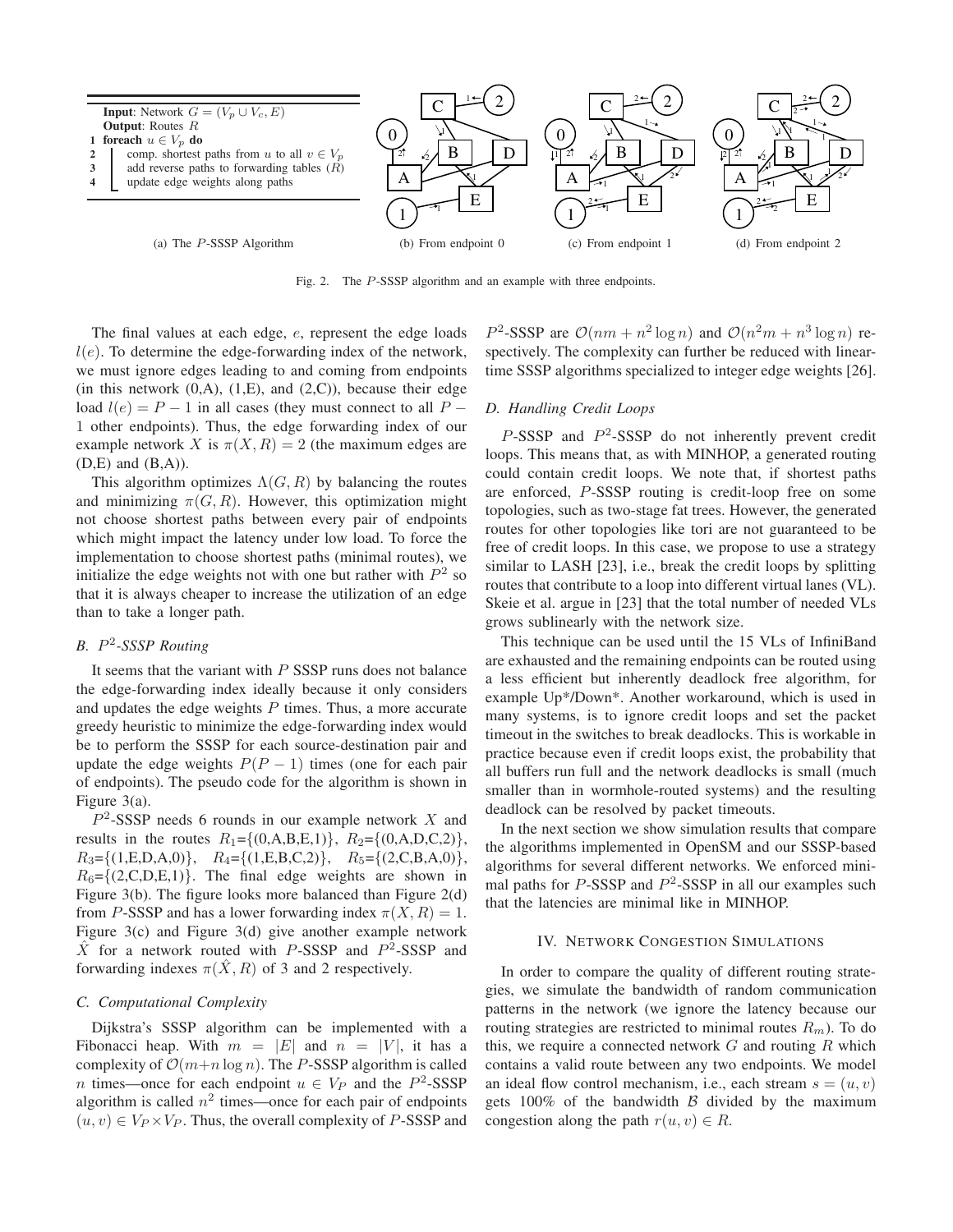**Input**: Network $G = (V_p \cup V_c, E)$
**Output**: Routes $R$

```
1 foreach u ∈ V_p do
2     comp. shortest paths from u to all v ∈ V_p
3     add reverse paths to forwarding tables (R)
4     update edge weights along paths
```

(a) The $P$-SSSP Algorithm

(b) From endpoint 0

(c) From endpoint 1

(d) From endpoint 2

Fig. 2. The $P$-SSSP algorithm and an example with three endpoints.

The final values at each edge, $e$, represent the edge loads $l(e)$. To determine the edge-forwarding index of the network, we must ignore edges leading to and coming from endpoints (in this network (0,A), (1,E), and (2,C)), because their edge load $l(e) = P - 1$ in all cases (they must connect to all $P - 1$ other endpoints). Thus, the edge forwarding index of our example network $X$ is $\pi(X, R) = 2$ (the maximum edges are (D,E) and (B,A)).

This algorithm optimizes $\Lambda(G, R)$ by balancing the routes and minimizing $\pi(G, R)$. However, this optimization might not choose shortest paths between every pair of endpoints which might impact the latency under low load. To force the implementation to choose shortest paths (minimal routes), we initialize the edge weights not with one but rather with $P^2$ so that it is always cheaper to increase the utilization of an edge than to take a longer path.

### B. $P^2$-SSSP Routing

It seems that the variant with $P$ SSSP runs does not balance the edge-forwarding index ideally because it only considers and updates the edge weights $P$ times. Thus, a more accurate greedy heuristic to minimize the edge-forwarding index would be to perform the SSSP for each source-destination pair and update the edge weights $P(P - 1)$ times (one for each pair of endpoints). The pseudo code for the algorithm is shown in Figure 3(a).

$P^2$-SSSP needs 6 rounds in our example network $X$ and results in the routes $R_1$={(0,A,B,E,1)}, $R_2$={(0,A,D,C,2)}, $R_3$={(1,E,D,A,0)}, $R_4$={(1,E,B,C,2)}, $R_5$={(2,C,B,A,0)}, $R_6$={(2,C,D,E,1)}. The final edge weights are shown in Figure 3(b). The figure looks more balanced than Figure 2(d) from $P$-SSSP and has a lower forwarding index $\pi(X, R) = 1$. Figure 3(c) and Figure 3(d) give another example network $\hat{X}$ for a network routed with $P$-SSSP and $P^2$-SSSP and forwarding indexes $\pi(\hat{X}, R)$ of 3 and 2 respectively.

### C. Computational Complexity

Dijkstra's SSSP algorithm can be implemented with a Fibonacci heap. With $m = |E|$ and $n = |V|$, it has a complexity of $\mathcal{O}(m + n \log n)$. The $P$-SSSP algorithm is called $n$ times—once for each endpoint $u \in V_P$ and the $P^2$-SSSP algorithm is called $n^2$ times—once for each pair of endpoints $(u, v) \in V_P \times V_P$. Thus, the overall complexity of $P$-SSSP and $P^2$-SSSP are $\mathcal{O}(nm + n^2 \log n)$ and $\mathcal{O}(n^2 m + n^3 \log n)$ respectively. The complexity can further be reduced with linear-time SSSP algorithms specialized to integer edge weights [26].

### D. Handling Credit Loops

$P$-SSSP and $P^2$-SSSP do not inherently prevent credit loops. This means that, as with MINHOP, a generated routing could contain credit loops. We note that, if shortest paths are enforced, $P$-SSSP routing is credit-loop free on some topologies, such as two-stage fat trees. However, the generated routes for other topologies like tori are not guaranteed to be free of credit loops. In this case, we propose to use a strategy similar to LASH [23], i.e., break the credit loops by splitting routes that contribute to a loop into different virtual lanes (VL). Skeie et al. argue in [23] that the total number of needed VLs grows sublinearly with the network size.

This technique can be used until the 15 VLs of InfiniBand are exhausted and the remaining endpoints can be routed using a less efficient but inherently deadlock free algorithm, for example Up*/Down*. Another workaround, which is used in many systems, is to ignore credit loops and set the packet timeout in the switches to break deadlocks. This is workable in practice because even if credit loops exist, the probability that all buffers run full and the network deadlocks is small (much smaller than in wormhole-routed systems) and the resulting deadlock can be resolved by packet timeouts.

In the next section we show simulation results that compare the algorithms implemented in OpenSM and our SSSP-based algorithms for several different networks. We enforced minimal paths for $P$-SSSP and $P^2$-SSSP in all our examples such that the latencies are minimal like in MINHOP.

## IV. Network Congestion Simulations

In order to compare the quality of different routing strategies, we simulate the bandwidth of random communication patterns in the network (we ignore the latency because our routing strategies are restricted to minimal routes $R_m$). To do this, we require a connected network $G$ and routing $R$ which contains a valid route between any two endpoints. We model an ideal flow control mechanism, i.e., each stream $s = (u, v)$ gets 100% of the bandwidth $\mathcal{B}$ divided by the maximum congestion along the path $r(u, v) \in R$.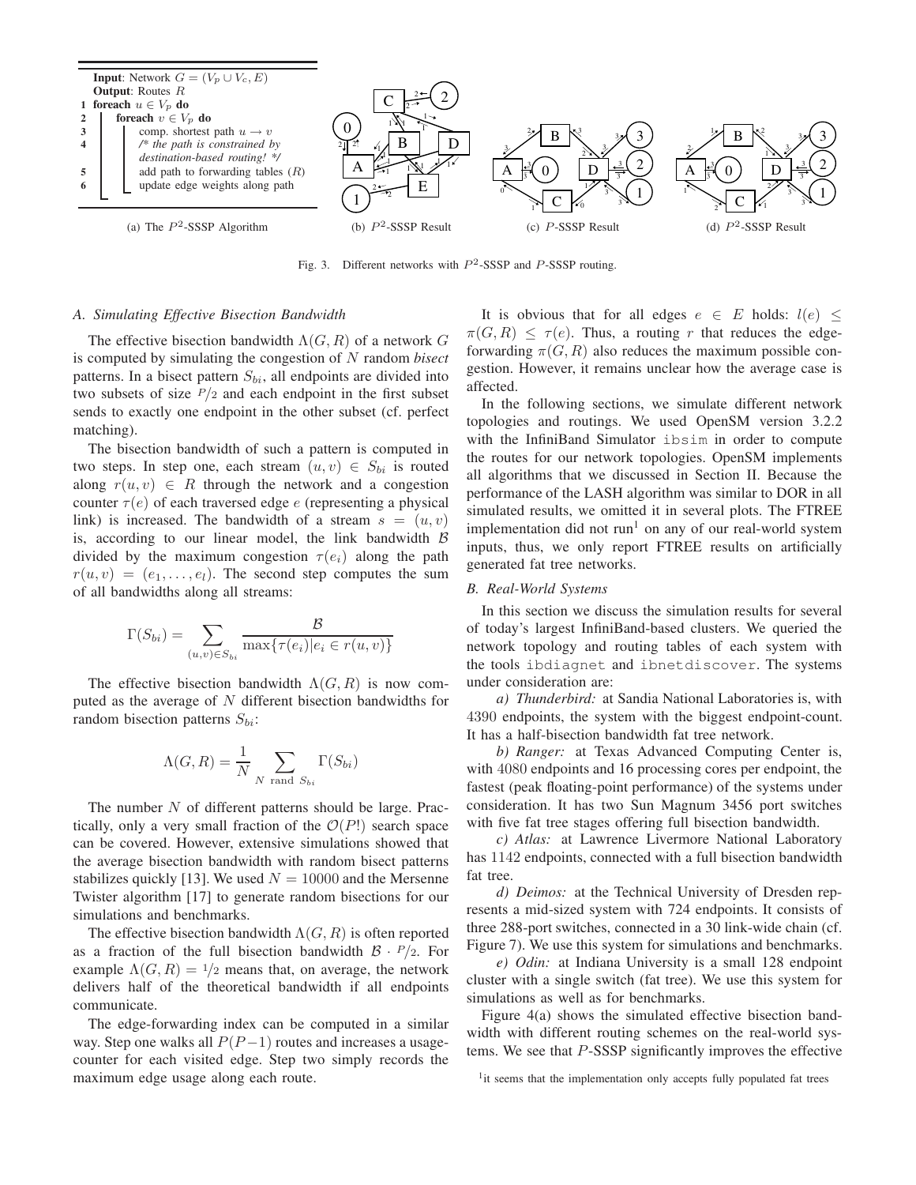**Input**: Network $G = (V_p \cup V_c, E)$
**Output**: Routes $R$

```
1 foreach u ∈ V_p do
2     foreach v ∈ V_p do
3         comp. shortest path u → v
4         /* the path is constrained by
             destination-based routing! */
5         add path to forwarding tables (R)
6         update edge weights along path
```

(a) The $P^2$-SSSP Algorithm (b) $P^2$-SSSP Result (c) $P$-SSSP Result (d) $P^2$-SSSP Result

Fig. 3. Different networks with $P^2$-SSSP and $P$-SSSP routing.

### A. Simulating Effective Bisection Bandwidth

The effective bisection bandwidth $\Lambda(G, R)$ of a network $G$ is computed by simulating the congestion of $N$ random *bisect* patterns. In a bisect pattern $S_{bi}$, all endpoints are divided into two subsets of size $P/2$ and each endpoint in the first subset sends to exactly one endpoint in the other subset (cf. perfect matching).

The bisection bandwidth of such a pattern is computed in two steps. In step one, each stream $(u, v) \in S_{bi}$ is routed along $r(u, v) \in R$ through the network and a congestion counter $\tau(e)$ of each traversed edge $e$ (representing a physical link) is increased. The bandwidth of a stream $s = (u, v)$ is, according to our linear model, the link bandwidth $\mathcal{B}$ divided by the maximum congestion $\tau(e_i)$ along the path $r(u, v) = (e_1, \ldots, e_l)$. The second step computes the sum of all bandwidths along all streams:

$$\Gamma(S_{bi}) = \sum_{(u,v) \in S_{bi}} \frac{\mathcal{B}}{\max\{\tau(e_i) | e_i \in r(u, v)\}}$$

The effective bisection bandwidth $\Lambda(G, R)$ is now computed as the average of $N$ different bisection bandwidths for random bisection patterns $S_{bi}$:

$$\Lambda(G, R) = \frac{1}{N} \sum_{N \text{ rand } S_{bi}} \Gamma(S_{bi})$$

The number $N$ of different patterns should be large. Practically, only a very small fraction of the $\mathcal{O}(P!)$ search space can be covered. However, extensive simulations showed that the average bisection bandwidth with random bisect patterns stabilizes quickly [13]. We used $N = 10000$ and the Mersenne Twister algorithm [17] to generate random bisections for our simulations and benchmarks.

The effective bisection bandwidth $\Lambda(G, R)$ is often reported as a fraction of the full bisection bandwidth $\mathcal{B} \cdot P/2$. For example $\Lambda(G, R) = 1/2$ means that, on average, the network delivers half of the theoretical bandwidth if all endpoints communicate.

The edge-forwarding index can be computed in a similar way. Step one walks all $P(P-1)$ routes and increases a usage-counter for each visited edge. Step two simply records the maximum edge usage along each route.

It is obvious that for all edges $e \in E$ holds: $l(e) \leq \pi(G, R) \leq \tau(e)$. Thus, a routing $r$ that reduces the edge-forwarding $\pi(G, R)$ also reduces the maximum possible congestion. However, it remains unclear how the average case is affected.

In the following sections, we simulate different network topologies and routings. We used OpenSM version 3.2.2 with the InfiniBand Simulator `ibsim` in order to compute the routes for our network topologies. OpenSM implements all algorithms that we discussed in Section II. Because the performance of the LASH algorithm was similar to DOR in all simulated results, we omitted it in several plots. The FTREE implementation did not run[1] on any of our real-world system inputs, thus, we only report FTREE results on artificially generated fat tree networks.

### B. Real-World Systems

In this section we discuss the simulation results for several of today's largest InfiniBand-based clusters. We queried the network topology and routing tables of each system with the tools `ibdiagnet` and `ibnetdiscover`. The systems under consideration are:

*a) Thunderbird:* at Sandia National Laboratories is, with 4390 endpoints, the system with the biggest endpoint-count. It has a half-bisection bandwidth fat tree network.

*b) Ranger:* at Texas Advanced Computing Center is, with 4080 endpoints and 16 processing cores per endpoint, the fastest (peak floating-point performance) of the systems under consideration. It has two Sun Magnum 3456 port switches with five fat tree stages offering full bisection bandwidth.

*c) Atlas:* at Lawrence Livermore National Laboratory has 1142 endpoints, connected with a full bisection bandwidth fat tree.

*d) Deimos:* at the Technical University of Dresden represents a mid-sized system with 724 endpoints. It consists of three 288-port switches, connected in a 30 link-wide chain (cf. Figure 7). We use this system for simulations and benchmarks.

*e) Odin:* at Indiana University is a small 128 endpoint cluster with a single switch (fat tree). We use this system for simulations as well as for benchmarks.

Figure 4(a) shows the simulated effective bisection bandwidth with different routing schemes on the real-world systems. We see that $P$-SSSP significantly improves the effective

[1] it seems that the implementation only accepts fully populated fat trees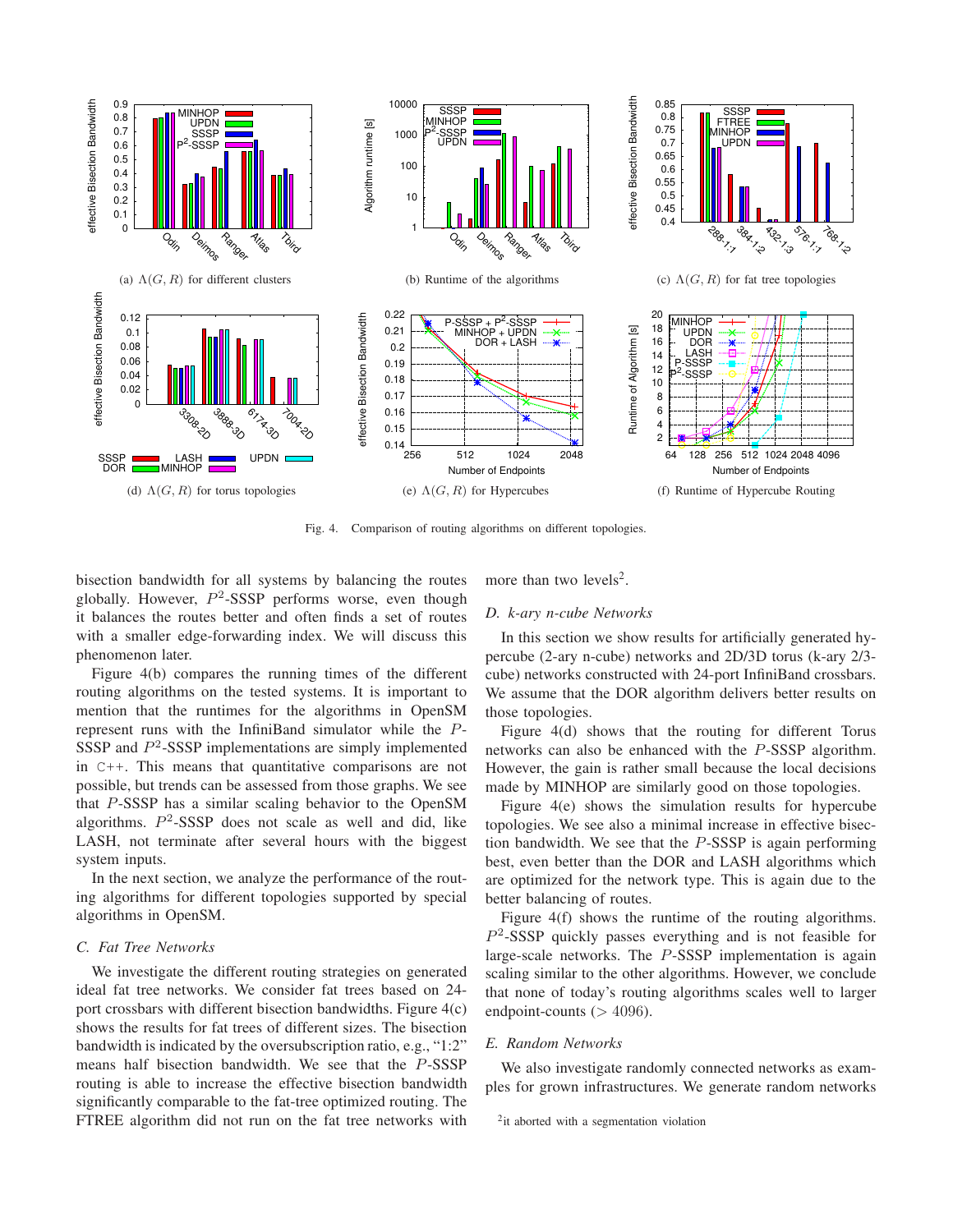(a) $\Lambda(G, R)$ for different clusters

(b) Runtime of the algorithms

(c) $\Lambda(G, R)$ for fat tree topologies

(d) $\Lambda(G, R)$ for torus topologies

(e) $\Lambda(G, R)$ for Hypercubes

(f) Runtime of Hypercube Routing

Fig. 4. Comparison of routing algorithms on different topologies.

bisection bandwidth for all systems by balancing the routes globally. However, $P^2$-SSSP performs worse, even though it balances the routes better and often finds a set of routes with a smaller edge-forwarding index. We will discuss this phenomenon later.

Figure 4(b) compares the running times of the different routing algorithms on the tested systems. It is important to mention that the runtimes for the algorithms in OpenSM represent runs with the InfiniBand simulator while the $P$-SSSP and $P^2$-SSSP implementations are simply implemented in C++. This means that quantitative comparisons are not possible, but trends can be assessed from those graphs. We see that $P$-SSSP has a similar scaling behavior to the OpenSM algorithms. $P^2$-SSSP does not scale as well and did, like LASH, not terminate after several hours with the biggest system inputs.

In the next section, we analyze the performance of the routing algorithms for different topologies supported by special algorithms in OpenSM.

### C. Fat Tree Networks

We investigate the different routing strategies on generated ideal fat tree networks. We consider fat trees based on 24-port crossbars with different bisection bandwidths. Figure 4(c) shows the results for fat trees of different sizes. The bisection bandwidth is indicated by the oversubscription ratio, e.g., "1:2" means half bisection bandwidth. We see that the $P$-SSSP routing is able to increase the effective bisection bandwidth significantly comparable to the fat-tree optimized routing. The FTREE algorithm did not run on the fat tree networks with more than two levels[2].

### D. k-ary n-cube Networks

In this section we show results for artificially generated hypercube (2-ary n-cube) networks and 2D/3D torus (k-ary 2/3-cube) networks constructed with 24-port InfiniBand crossbars. We assume that the DOR algorithm delivers better results on those topologies.

Figure 4(d) shows that the routing for different Torus networks can also be enhanced with the $P$-SSSP algorithm. However, the gain is rather small because the local decisions made by MINHOP are similarly good on those topologies.

Figure 4(e) shows the simulation results for hypercube topologies. We see also a minimal increase in effective bisection bandwidth. We see that the $P$-SSSP is again performing best, even better than the DOR and LASH algorithms which are optimized for the network type. This is again due to the better balancing of routes.

Figure 4(f) shows the runtime of the routing algorithms. $P^2$-SSSP quickly passes everything and is not feasible for large-scale networks. The $P$-SSSP implementation is again scaling similar to the other algorithms. However, we conclude that none of today's routing algorithms scales well to larger endpoint-counts ($> 4096$).

### E. Random Networks

We also investigate randomly connected networks as examples for grown infrastructures. We generate random networks

[2] it aborted with a segmentation violation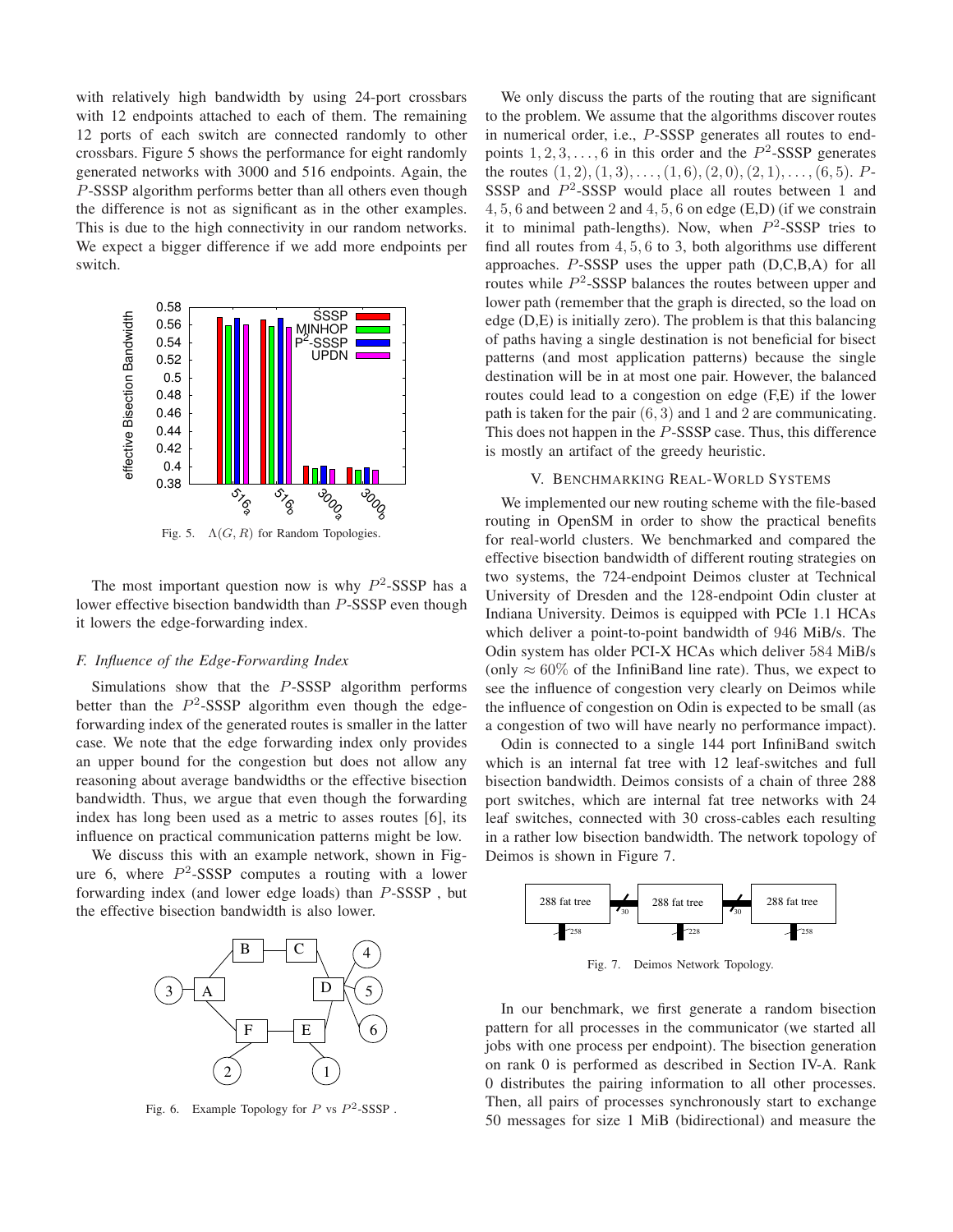with relatively high bandwidth by using 24-port crossbars with 12 endpoints attached to each of them. The remaining 12 ports of each switch are connected randomly to other crossbars. Figure 5 shows the performance for eight randomly generated networks with 3000 and 516 endpoints. Again, the $P$-SSSP algorithm performs better than all others even though the difference is not as significant as in the other examples. This is due to the high connectivity in our random networks. We expect a bigger difference if we add more endpoints per switch.

Fig. 5. $\Lambda(G, R)$ for Random Topologies.

The most important question now is why $P^2$-SSSP has a lower effective bisection bandwidth than $P$-SSSP even though it lowers the edge-forwarding index.

### *F. Influence of the Edge-Forwarding Index*

Simulations show that the $P$-SSSP algorithm performs better than the $P^2$-SSSP algorithm even though the edge-forwarding index of the generated routes is smaller in the latter case. We note that the edge forwarding index only provides an upper bound for the congestion but does not allow any reasoning about average bandwidths or the effective bisection bandwidth. Thus, we argue that even though the forwarding index has long been used as a metric to asses routes [6], its influence on practical communication patterns might be low.

We discuss this with an example network, shown in Figure 6, where $P^2$-SSSP computes a routing with a lower forwarding index (and lower edge loads) than $P$-SSSP , but the effective bisection bandwidth is also lower.

Fig. 6. Example Topology for $P$ vs $P^2$-SSSP .

We only discuss the parts of the routing that are significant to the problem. We assume that the algorithms discover routes in numerical order, i.e., $P$-SSSP generates all routes to endpoints $1, 2, 3, \ldots, 6$ in this order and the $P^2$-SSSP generates the routes $(1, 2), (1, 3), \ldots, (1, 6), (2, 0), (2, 1), \ldots, (6, 5)$. $P$-SSSP and $P^2$-SSSP would place all routes between 1 and $4, 5, 6$ and between 2 and $4, 5, 6$ on edge (E,D) (if we constrain it to minimal path-lengths). Now, when $P^2$-SSSP tries to find all routes from $4, 5, 6$ to 3, both algorithms use different approaches. $P$-SSSP uses the upper path (D,C,B,A) for all routes while $P^2$-SSSP balances the routes between upper and lower path (remember that the graph is directed, so the load on edge (D,E) is initially zero). The problem is that this balancing of paths having a single destination is not beneficial for bisect patterns (and most application patterns) because the single destination will be in at most one pair. However, the balanced routes could lead to a congestion on edge (F,E) if the lower path is taken for the pair $(6, 3)$ and 1 and 2 are communicating. This does not happen in the $P$-SSSP case. Thus, this difference is mostly an artifact of the greedy heuristic.

## V. Benchmarking Real-World Systems

We implemented our new routing scheme with the file-based routing in OpenSM in order to show the practical benefits for real-world clusters. We benchmarked and compared the effective bisection bandwidth of different routing strategies on two systems, the 724-endpoint Deimos cluster at Technical University of Dresden and the 128-endpoint Odin cluster at Indiana University. Deimos is equipped with PCIe 1.1 HCAs which deliver a point-to-point bandwidth of 946 MiB/s. The Odin system has older PCI-X HCAs which deliver 584 MiB/s (only $\approx 60\%$ of the InfiniBand line rate). Thus, we expect to see the influence of congestion very clearly on Deimos while the influence of congestion on Odin is expected to be small (as a congestion of two will have nearly no performance impact).

Odin is connected to a single 144 port InfiniBand switch which is an internal fat tree with 12 leaf-switches and full bisection bandwidth. Deimos consists of a chain of three 288 port switches, which are internal fat tree networks with 24 leaf switches, connected with 30 cross-cables each resulting in a rather low bisection bandwidth. The network topology of Deimos is shown in Figure 7.

Fig. 7. Deimos Network Topology.

In our benchmark, we first generate a random bisection pattern for all processes in the communicator (we started all jobs with one process per endpoint). The bisection generation on rank 0 is performed as described in Section IV-A. Rank 0 distributes the pairing information to all other processes. Then, all pairs of processes synchronously start to exchange 50 messages for size 1 MiB (bidirectional) and measure the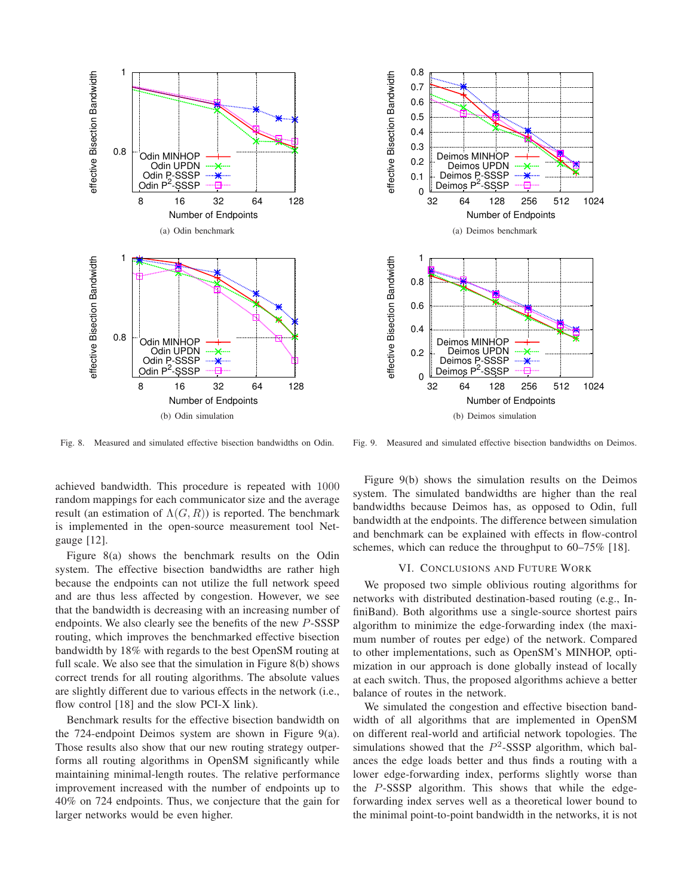(a) Odin benchmark

(b) Odin simulation

Fig. 8. Measured and simulated effective bisection bandwidths on Odin.

(a) Deimos benchmark

(b) Deimos simulation

Fig. 9. Measured and simulated effective bisection bandwidths on Deimos.

achieved bandwidth. This procedure is repeated with 1000 random mappings for each communicator size and the average result (an estimation of $\Lambda(G, R)$) is reported. The benchmark is implemented in the open-source measurement tool Netgauge [12].

Figure 8(a) shows the benchmark results on the Odin system. The effective bisection bandwidths are rather high because the endpoints can not utilize the full network speed and are thus less affected by congestion. However, we see that the bandwidth is decreasing with an increasing number of endpoints. We also clearly see the benefits of the new $P$-SSSP routing, which improves the benchmarked effective bisection bandwidth by 18% with regards to the best OpenSM routing at full scale. We also see that the simulation in Figure 8(b) shows correct trends for all routing algorithms. The absolute values are slightly different due to various effects in the network (i.e., flow control [18] and the slow PCI-X link).

Benchmark results for the effective bisection bandwidth on the 724-endpoint Deimos system are shown in Figure 9(a). Those results also show that our new routing strategy outperforms all routing algorithms in OpenSM significantly while maintaining minimal-length routes. The relative performance improvement increased with the number of endpoints up to 40% on 724 endpoints. Thus, we conjecture that the gain for larger networks would be even higher.

Figure 9(b) shows the simulation results on the Deimos system. The simulated bandwidths are higher than the real bandwidths because Deimos has, as opposed to Odin, full bandwidth at the endpoints. The difference between simulation and benchmark can be explained with effects in flow-control schemes, which can reduce the throughput to 60–75% [18].

## VI. Conclusions and Future Work

We proposed two simple oblivious routing algorithms for networks with distributed destination-based routing (e.g., InfiniBand). Both algorithms use a single-source shortest pairs algorithm to minimize the edge-forwarding index (the maximum number of routes per edge) of the network. Compared to other implementations, such as OpenSM's MINHOP, optimization in our approach is done globally instead of locally at each switch. Thus, the proposed algorithms achieve a better balance of routes in the network.

We simulated the congestion and effective bisection bandwidth of all algorithms that are implemented in OpenSM on different real-world and artificial network topologies. The simulations showed that the $P^2$-SSSP algorithm, which balances the edge loads better and thus finds a routing with a lower edge-forwarding index, performs slightly worse than the $P$-SSSP algorithm. This shows that while the edge-forwarding index serves well as a theoretical lower bound to the minimal point-to-point bandwidth in the networks, it is not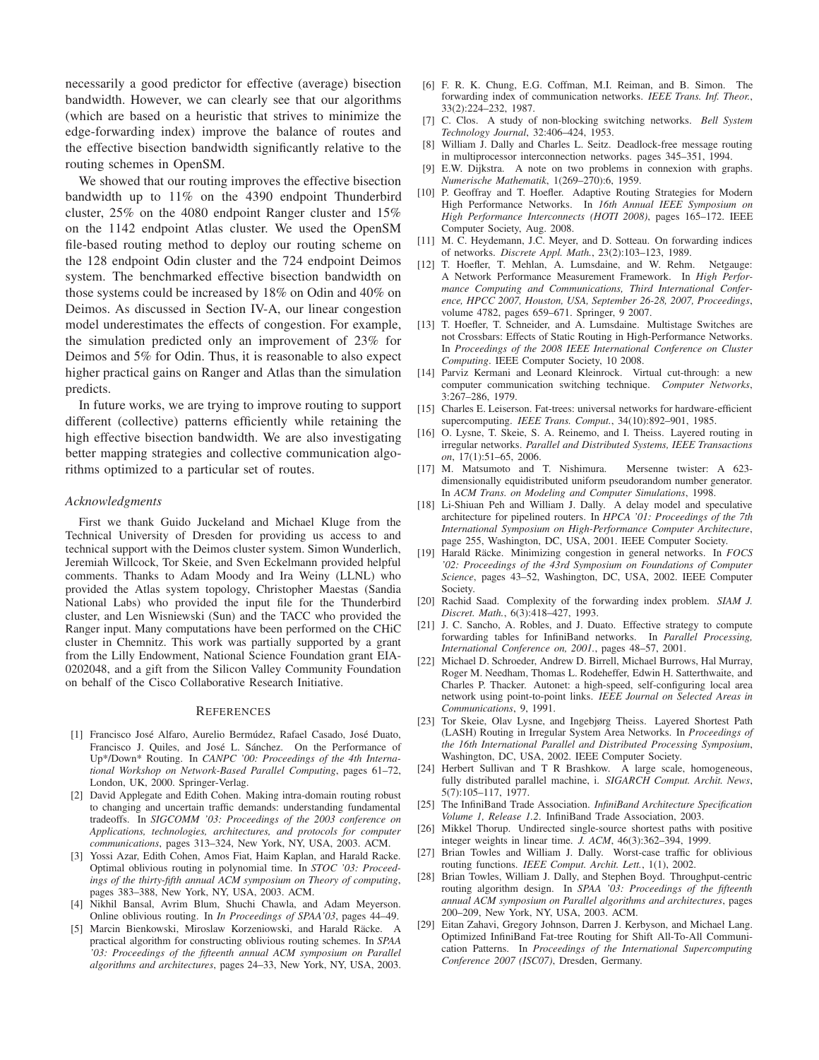necessarily a good predictor for effective (average) bisection bandwidth. However, we can clearly see that our algorithms (which are based on a heuristic that strives to minimize the edge-forwarding index) improve the balance of routes and the effective bisection bandwidth significantly relative to the routing schemes in OpenSM.

We showed that our routing improves the effective bisection bandwidth up to 11% on the 4390 endpoint Thunderbird cluster, 25% on the 4080 endpoint Ranger cluster and 15% on the 1142 endpoint Atlas cluster. We used the OpenSM file-based routing method to deploy our routing scheme on the 128 endpoint Odin cluster and the 724 endpoint Deimos system. The benchmarked effective bisection bandwidth on those systems could be increased by 18% on Odin and 40% on Deimos. As discussed in Section IV-A, our linear congestion model underestimates the effects of congestion. For example, the simulation predicted only an improvement of 23% for Deimos and 5% for Odin. Thus, it is reasonable to also expect higher practical gains on Ranger and Atlas than the simulation predicts.

In future works, we are trying to improve routing to support different (collective) patterns efficiently while retaining the high effective bisection bandwidth. We are also investigating better mapping strategies and collective communication algorithms optimized to a particular set of routes.

### *Acknowledgments*

First we thank Guido Juckeland and Michael Kluge from the Technical University of Dresden for providing us access to and technical support with the Deimos cluster system. Simon Wunderlich, Jeremiah Willcock, Tor Skeie, and Sven Eckelmann provided helpful comments. Thanks to Adam Moody and Ira Weiny (LLNL) who provided the Atlas system topology, Christopher Maestas (Sandia National Labs) who provided the input file for the Thunderbird cluster, and Len Wisniewski (Sun) and the TACC who provided the Ranger input. Many computations have been performed on the CHiC cluster in Chemnitz. This work was partially supported by a grant from the Lilly Endowment, National Science Foundation grant EIA-0202048, and a gift from the Silicon Valley Community Foundation on behalf of the Cisco Collaborative Research Initiative.

## References

[1] Francisco José Alfaro, Aurelio Bermúdez, Rafael Casado, José Duato, Francisco J. Quiles, and José L. Sánchez. On the Performance of Up\*/Down\* Routing. In *CANPC '00: Proceedings of the 4th International Workshop on Network-Based Parallel Computing*, pages 61–72, London, UK, 2000. Springer-Verlag.

[2] David Applegate and Edith Cohen. Making intra-domain routing robust to changing and uncertain traffic demands: understanding fundamental tradeoffs. In *SIGCOMM '03: Proceedings of the 2003 conference on Applications, technologies, architectures, and protocols for computer communications*, pages 313–324, New York, NY, USA, 2003. ACM.

[3] Yossi Azar, Edith Cohen, Amos Fiat, Haim Kaplan, and Harald Racke. Optimal oblivious routing in polynomial time. In *STOC '03: Proceedings of the thirty-fifth annual ACM symposium on Theory of computing*, pages 383–388, New York, NY, USA, 2003. ACM.

[4] Nikhil Bansal, Avrim Blum, Shuchi Chawla, and Adam Meyerson. Online oblivious routing. In *In Proceedings of SPAA'03*, pages 44–49.

[5] Marcin Bienkowski, Miroslaw Korzeniowski, and Harald Räcke. A practical algorithm for constructing oblivious routing schemes. In *SPAA '03: Proceedings of the fifteenth annual ACM symposium on Parallel algorithms and architectures*, pages 24–33, New York, NY, USA, 2003.

[6] F. R. K. Chung, E.G. Coffman, M.I. Reiman, and B. Simon. The forwarding index of communication networks. *IEEE Trans. Inf. Theor.*, 33(2):224–232, 1987.

[7] C. Clos. A study of non-blocking switching networks. *Bell System Technology Journal*, 32:406–424, 1953.

[8] William J. Dally and Charles L. Seitz. Deadlock-free message routing in multiprocessor interconnection networks. pages 345–351, 1994.

[9] E.W. Dijkstra. A note on two problems in connexion with graphs. *Numerische Mathematik*, 1(269–270):6, 1959.

[10] P. Geoffray and T. Hoefler. Adaptive Routing Strategies for Modern High Performance Networks. In *16th Annual IEEE Symposium on High Performance Interconnects (HOTI 2008)*, pages 165–172. IEEE Computer Society, Aug. 2008.

[11] M. C. Heydemann, J.C. Meyer, and D. Sotteau. On forwarding indices of networks. *Discrete Appl. Math.*, 23(2):103–123, 1989.

[12] T. Hoefler, T. Mehlan, A. Lumsdaine, and W. Rehm. Netgauge: A Network Performance Measurement Framework. In *High Performance Computing and Communications, Third International Conference, HPCC 2007, Houston, USA, September 26-28, 2007, Proceedings*, volume 4782, pages 659–671. Springer, 9 2007.

[13] T. Hoefler, T. Schneider, and A. Lumsdaine. Multistage Switches are not Crossbars: Effects of Static Routing in High-Performance Networks. In *Proceedings of the 2008 IEEE International Conference on Cluster Computing*. IEEE Computer Society, 10 2008.

[14] Parviz Kermani and Leonard Kleinrock. Virtual cut-through: a new computer communication switching technique. *Computer Networks*, 3:267–286, 1979.

[15] Charles E. Leiserson. Fat-trees: universal networks for hardware-efficient supercomputing. *IEEE Trans. Comput.*, 34(10):892–901, 1985.

[16] O. Lysne, T. Skeie, S. A. Reinemo, and I. Theiss. Layered routing in irregular networks. *Parallel and Distributed Systems, IEEE Transactions on*, 17(1):51–65, 2006.

[17] M. Matsumoto and T. Nishimura. Mersenne twister: A 623-dimensionally equidistributed uniform pseudorandom number generator. In *ACM Trans. on Modeling and Computer Simulations*, 1998.

[18] Li-Shiuan Peh and William J. Dally. A delay model and speculative architecture for pipelined routers. In *HPCA '01: Proceedings of the 7th International Symposium on High-Performance Computer Architecture*, page 255, Washington, DC, USA, 2001. IEEE Computer Society.

[19] Harald Räcke. Minimizing congestion in general networks. In *FOCS '02: Proceedings of the 43rd Symposium on Foundations of Computer Science*, pages 43–52, Washington, DC, USA, 2002. IEEE Computer Society.

[20] Rachid Saad. Complexity of the forwarding index problem. *SIAM J. Discret. Math.*, 6(3):418–427, 1993.

[21] J. C. Sancho, A. Robles, and J. Duato. Effective strategy to compute forwarding tables for InfiniBand networks. In *Parallel Processing, International Conference on, 2001.*, pages 48–57, 2001.

[22] Michael D. Schroeder, Andrew D. Birrell, Michael Burrows, Hal Murray, Roger M. Needham, Thomas L. Rodeheffer, Edwin H. Satterthwaite, and Charles P. Thacker. Autonet: a high-speed, self-configuring local area network using point-to-point links. *IEEE Journal on Selected Areas in Communications*, 9, 1991.

[23] Tor Skeie, Olav Lysne, and Ingebjørg Theiss. Layered Shortest Path (LASH) Routing in Irregular System Area Networks. In *Proceedings of the 16th International Parallel and Distributed Processing Symposium*, Washington, DC, USA, 2002. IEEE Computer Society.

[24] Herbert Sullivan and T R Brashkow. A large scale, homogeneous, fully distributed parallel machine, i. *SIGARCH Comput. Archit. News*, 5(7):105–117, 1977.

[25] The InfiniBand Trade Association. *InfiniBand Architecture Specification Volume 1, Release 1.2*. InfiniBand Trade Association, 2003.

[26] Mikkel Thorup. Undirected single-source shortest paths with positive integer weights in linear time. *J. ACM*, 46(3):362–394, 1999.

[27] Brian Towles and William J. Dally. Worst-case traffic for oblivious routing functions. *IEEE Comput. Archit. Lett.*, 1(1), 2002.

[28] Brian Towles, William J. Dally, and Stephen Boyd. Throughput-centric routing algorithm design. In *SPAA '03: Proceedings of the fifteenth annual ACM symposium on Parallel algorithms and architectures*, pages 200–209, New York, NY, USA, 2003. ACM.

[29] Eitan Zahavi, Gregory Johnson, Darren J. Kerbyson, and Michael Lang. Optimized InfiniBand Fat-tree Routing for Shift All-To-All Communication Patterns. In *Proceedings of the International Supercomputing Conference 2007 (ISC07)*, Dresden, Germany.